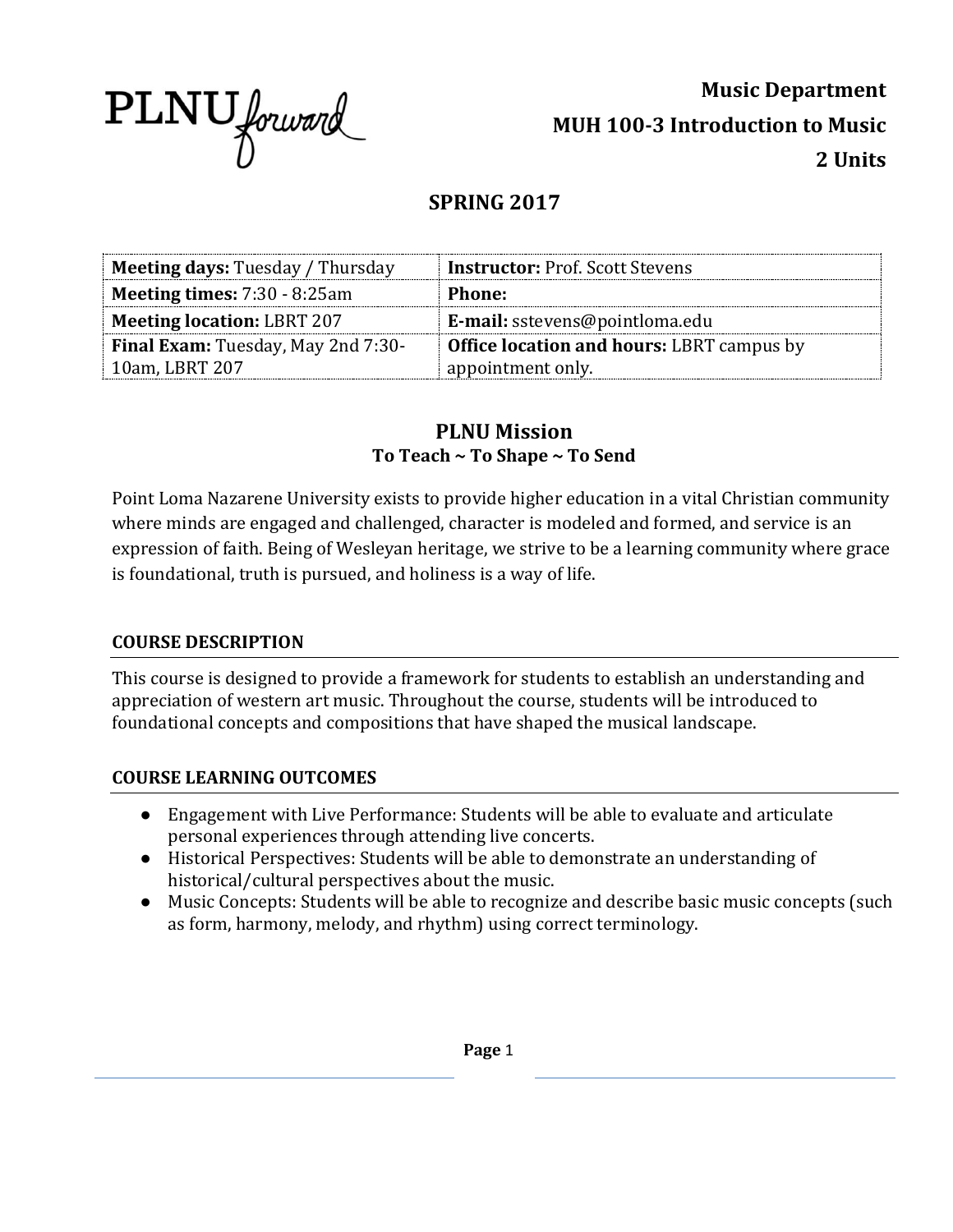PLNU forward

**Music Department**
**MUH 100-3 Introduction to Music**
**2 Units**

## SPRING 2017

| | |
|---|---|
| **Meeting days:** Tuesday / Thursday | **Instructor:** Prof. Scott Stevens |
| **Meeting times:** 7:30 - 8:25am | **Phone:** |
| **Meeting location:** LBRT 207 | **E-mail:** sstevens@pointloma.edu |
| **Final Exam:** Tuesday, May 2nd 7:30-10am, LBRT 207 | **Office location and hours:** LBRT campus by appointment only. |

## PLNU Mission
### To Teach ~ To Shape ~ To Send

Point Loma Nazarene University exists to provide higher education in a vital Christian community where minds are engaged and challenged, character is modeled and formed, and service is an expression of faith. Being of Wesleyan heritage, we strive to be a learning community where grace is foundational, truth is pursued, and holiness is a way of life.

### COURSE DESCRIPTION

This course is designed to provide a framework for students to establish an understanding and appreciation of western art music. Throughout the course, students will be introduced to foundational concepts and compositions that have shaped the musical landscape.

### COURSE LEARNING OUTCOMES

- Engagement with Live Performance: Students will be able to evaluate and articulate personal experiences through attending live concerts.
- Historical Perspectives: Students will be able to demonstrate an understanding of historical/cultural perspectives about the music.
- Music Concepts: Students will be able to recognize and describe basic music concepts (such as form, harmony, melody, and rhythm) using correct terminology.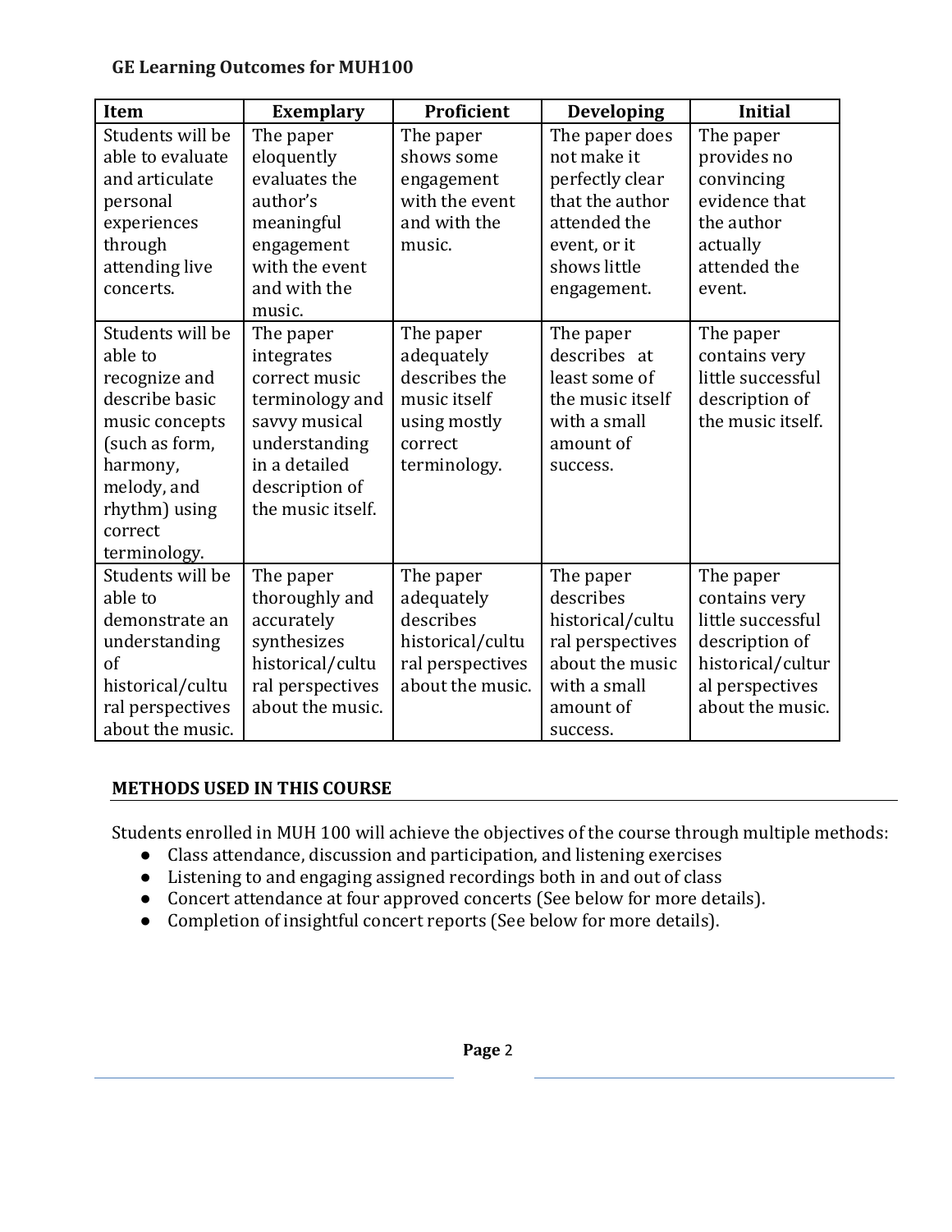**GE Learning Outcomes for MUH100**

| Item | Exemplary | Proficient | Developing | Initial |
|---|---|---|---|---|
| Students will be able to evaluate and articulate personal experiences through attending live concerts. | The paper eloquently evaluates the author's meaningful engagement with the event and with the music. | The paper shows some engagement with the event and with the music. | The paper does not make it perfectly clear that the author attended the event, or it shows little engagement. | The paper provides no convincing evidence that the author actually attended the event. |
| Students will be able to recognize and describe basic music concepts (such as form, harmony, melody, and rhythm) using correct terminology. | The paper integrates correct music terminology and savvy musical understanding in a detailed description of the music itself. | The paper adequately describes the music itself using mostly correct terminology. | The paper describes at least some of the music itself with a small amount of success. | The paper contains very little successful description of the music itself. |
| Students will be able to demonstrate an understanding of historical/cultural perspectives about the music. | The paper thoroughly and accurately synthesizes historical/cultural perspectives about the music. | The paper adequately describes historical/cultural perspectives about the music. | The paper describes historical/cultural perspectives about the music with a small amount of success. | The paper contains very little successful description of historical/cultural perspectives about the music. |

## METHODS USED IN THIS COURSE

Students enrolled in MUH 100 will achieve the objectives of the course through multiple methods:

- Class attendance, discussion and participation, and listening exercises
- Listening to and engaging assigned recordings both in and out of class
- Concert attendance at four approved concerts (See below for more details).
- Completion of insightful concert reports (See below for more details).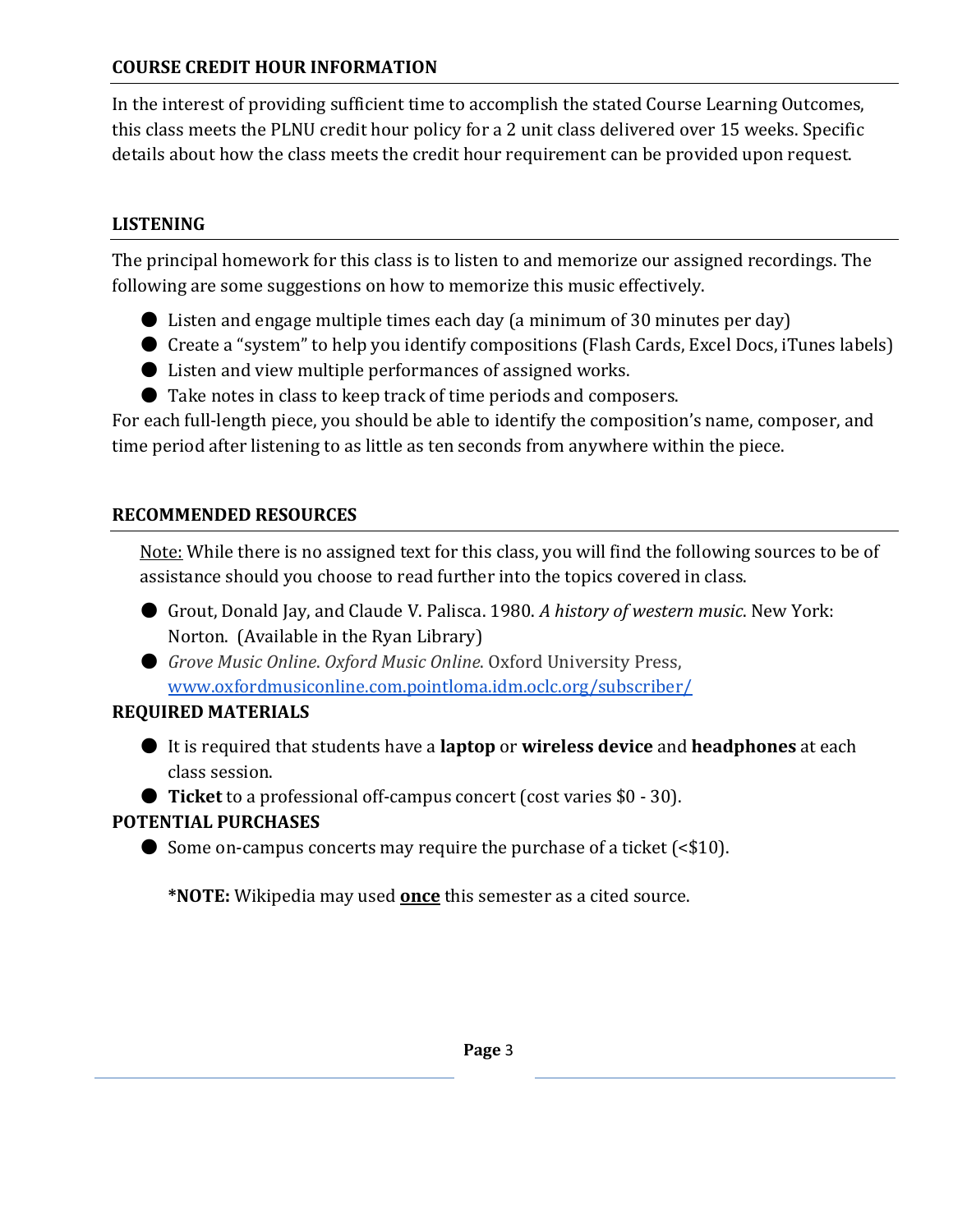## COURSE CREDIT HOUR INFORMATION

In the interest of providing sufficient time to accomplish the stated Course Learning Outcomes, this class meets the PLNU credit hour policy for a 2 unit class delivered over 15 weeks. Specific details about how the class meets the credit hour requirement can be provided upon request.

## LISTENING

The principal homework for this class is to listen to and memorize our assigned recordings. The following are some suggestions on how to memorize this music effectively.

- Listen and engage multiple times each day (a minimum of 30 minutes per day)
- Create a "system" to help you identify compositions (Flash Cards, Excel Docs, iTunes labels)
- Listen and view multiple performances of assigned works.
- Take notes in class to keep track of time periods and composers.

For each full-length piece, you should be able to identify the composition's name, composer, and time period after listening to as little as ten seconds from anywhere within the piece.

## RECOMMENDED RESOURCES

Note: While there is no assigned text for this class, you will find the following sources to be of assistance should you choose to read further into the topics covered in class.

- Grout, Donald Jay, and Claude V. Palisca. 1980. *A history of western music*. New York: Norton. (Available in the Ryan Library)
- *Grove Music Online*. *Oxford Music Online*. Oxford University Press, [www.oxfordmusiconline.com.pointloma.idm.oclc.org/subscriber/](http://www.oxfordmusiconline.com.pointloma.idm.oclc.org/subscriber/)

## REQUIRED MATERIALS

- It is required that students have a **laptop** or **wireless device** and **headphones** at each class session.
- **Ticket** to a professional off-campus concert (cost varies $0 - 30).

## POTENTIAL PURCHASES

- Some on-campus concerts may require the purchase of a ticket (<$10).

**\*NOTE:** Wikipedia may used **once** this semester as a cited source.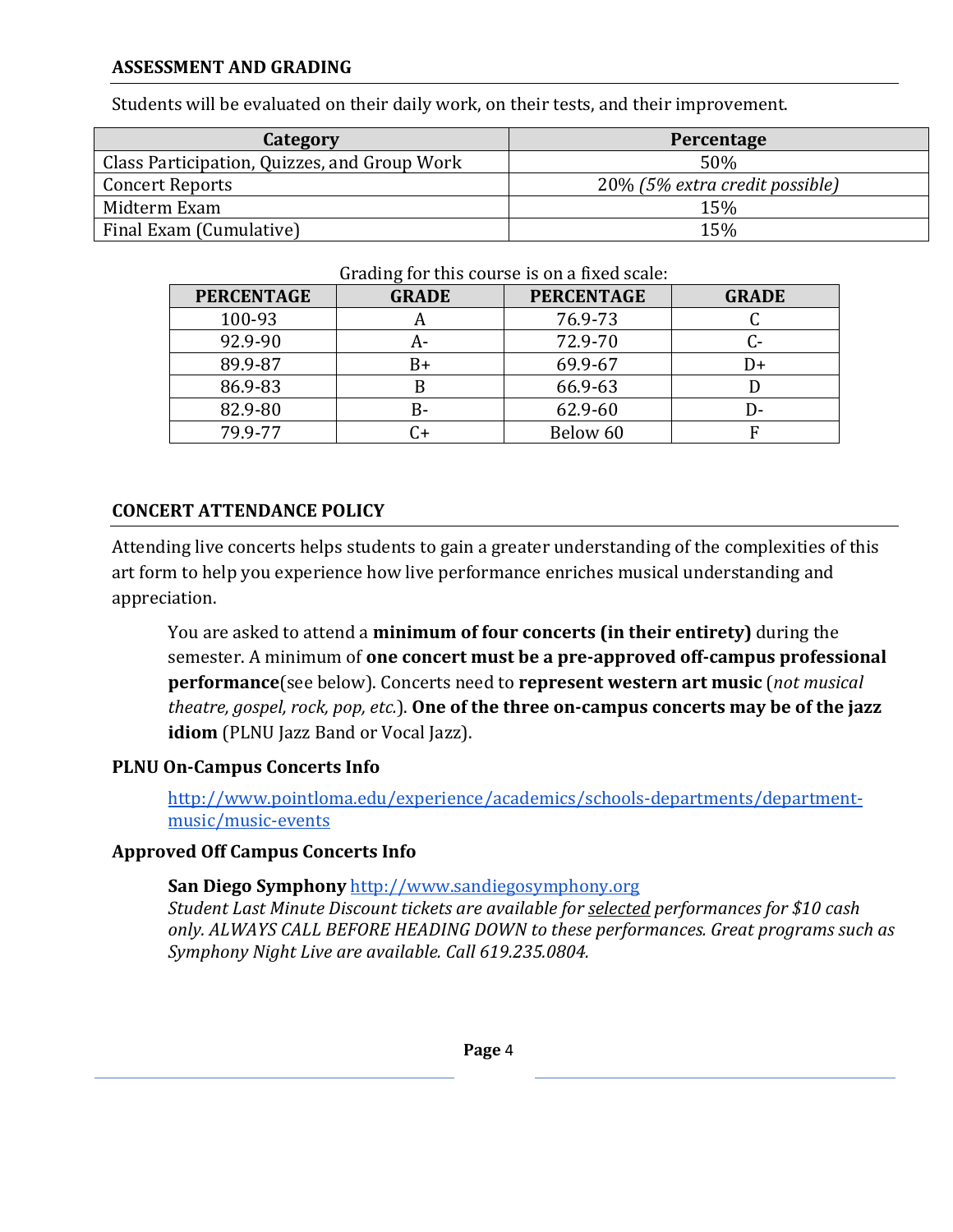## ASSESSMENT AND GRADING

Students will be evaluated on their daily work, on their tests, and their improvement.

| Category | Percentage |
|---|---|
| Class Participation, Quizzes, and Group Work | 50% |
| Concert Reports | 20% *(5% extra credit possible)* |
| Midterm Exam | 15% |
| Final Exam (Cumulative) | 15% |

Grading for this course is on a fixed scale:

| PERCENTAGE | GRADE | PERCENTAGE | GRADE |
|---|---|---|---|
| 100-93 | A | 76.9-73 | C |
| 92.9-90 | A- | 72.9-70 | C- |
| 89.9-87 | B+ | 69.9-67 | D+ |
| 86.9-83 | B | 66.9-63 | D |
| 82.9-80 | B- | 62.9-60 | D- |
| 79.9-77 | C+ | Below 60 | F |

## CONCERT ATTENDANCE POLICY

Attending live concerts helps students to gain a greater understanding of the complexities of this art form to help you experience how live performance enriches musical understanding and appreciation.

> You are asked to attend a **minimum of four concerts (in their entirety)** during the semester. A minimum of **one concert must be a pre-approved off-campus professional performance**(see below). Concerts need to **represent western art music** (*not musical theatre, gospel, rock, pop, etc.*). **One of the three on-campus concerts may be of the jazz idiom** (PLNU Jazz Band or Vocal Jazz).

**PLNU On-Campus Concerts Info**

> http://www.pointloma.edu/experience/academics/schools-departments/department-music/music-events

**Approved Off Campus Concerts Info**

> **San Diego Symphony** http://www.sandiegosymphony.org
> *Student Last Minute Discount tickets are available for selected performances for $10 cash only. ALWAYS CALL BEFORE HEADING DOWN to these performances. Great programs such as Symphony Night Live are available. Call 619.235.0804.*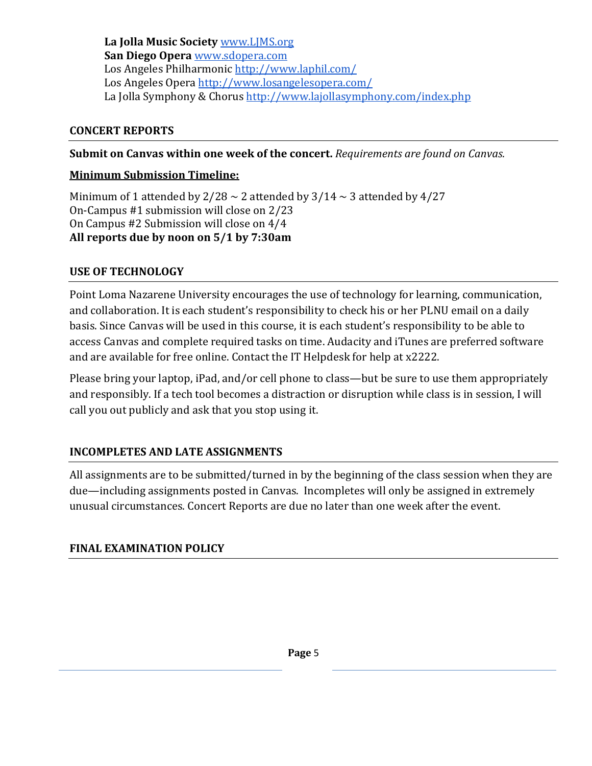**La Jolla Music Society** www.LJMS.org
**San Diego Opera** www.sdopera.com
Los Angeles Philharmonic http://www.laphil.com/
Los Angeles Opera http://www.losangelesopera.com/
La Jolla Symphony & Chorus http://www.lajollasymphony.com/index.php

## CONCERT REPORTS

**Submit on Canvas within one week of the concert.** *Requirements are found on Canvas.*

**Minimum Submission Timeline:**

Minimum of 1 attended by 2/28 ~ 2 attended by 3/14 ~ 3 attended by 4/27
On-Campus #1 submission will close on 2/23
On Campus #2 Submission will close on 4/4
**All reports due by noon on 5/1 by 7:30am**

## USE OF TECHNOLOGY

Point Loma Nazarene University encourages the use of technology for learning, communication, and collaboration. It is each student's responsibility to check his or her PLNU email on a daily basis. Since Canvas will be used in this course, it is each student's responsibility to be able to access Canvas and complete required tasks on time. Audacity and iTunes are preferred software and are available for free online. Contact the IT Helpdesk for help at x2222.

Please bring your laptop, iPad, and/or cell phone to class—but be sure to use them appropriately and responsibly. If a tech tool becomes a distraction or disruption while class is in session, I will call you out publicly and ask that you stop using it.

## INCOMPLETES AND LATE ASSIGNMENTS

All assignments are to be submitted/turned in by the beginning of the class session when they are due—including assignments posted in Canvas. Incompletes will only be assigned in extremely unusual circumstances. Concert Reports are due no later than one week after the event.

## FINAL EXAMINATION POLICY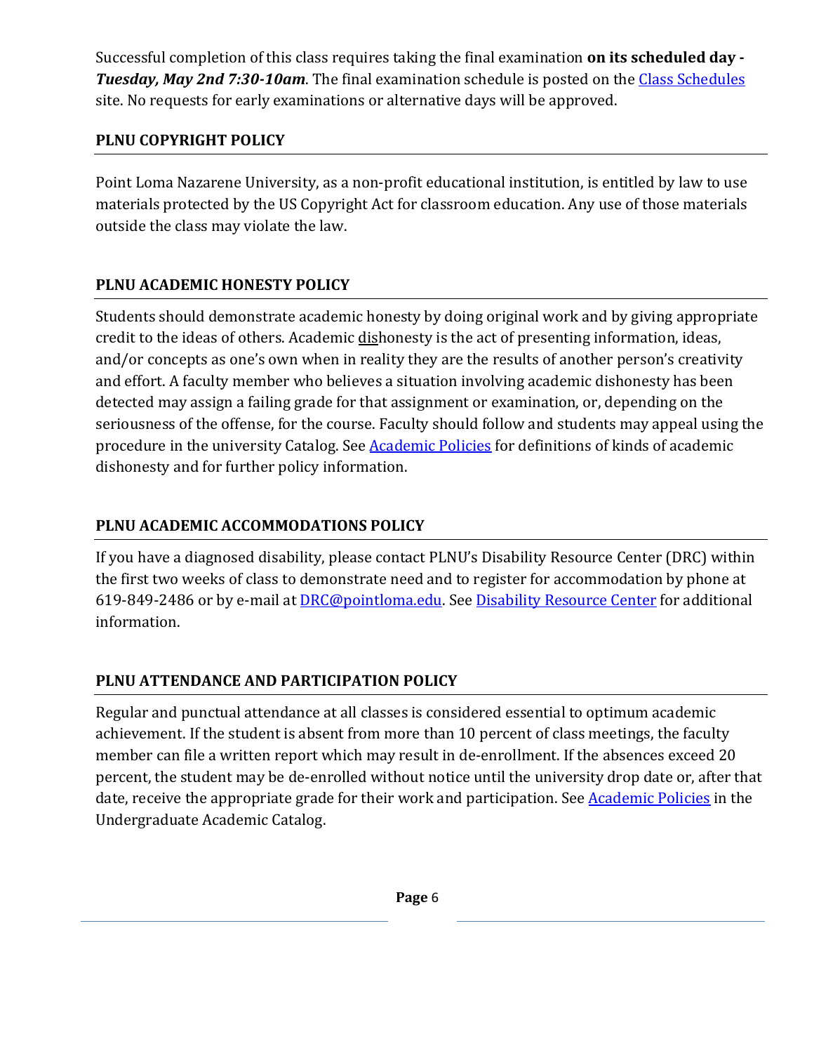Successful completion of this class requires taking the final examination **on its scheduled day - *Tuesday, May 2nd 7:30-10am***. The final examination schedule is posted on the [Class Schedules] site. No requests for early examinations or alternative days will be approved.

## PLNU COPYRIGHT POLICY

Point Loma Nazarene University, as a non-profit educational institution, is entitled by law to use materials protected by the US Copyright Act for classroom education. Any use of those materials outside the class may violate the law.

## PLNU ACADEMIC HONESTY POLICY

Students should demonstrate academic honesty by doing original work and by giving appropriate credit to the ideas of others. Academic dishonesty is the act of presenting information, ideas, and/or concepts as one's own when in reality they are the results of another person's creativity and effort. A faculty member who believes a situation involving academic dishonesty has been detected may assign a failing grade for that assignment or examination, or, depending on the seriousness of the offense, for the course. Faculty should follow and students may appeal using the procedure in the university Catalog. See [Academic Policies] for definitions of kinds of academic dishonesty and for further policy information.

## PLNU ACADEMIC ACCOMMODATIONS POLICY

If you have a diagnosed disability, please contact PLNU's Disability Resource Center (DRC) within the first two weeks of class to demonstrate need and to register for accommodation by phone at 619-849-2486 or by e-mail at DRC@pointloma.edu. See [Disability Resource Center] for additional information.

## PLNU ATTENDANCE AND PARTICIPATION POLICY

Regular and punctual attendance at all classes is considered essential to optimum academic achievement. If the student is absent from more than 10 percent of class meetings, the faculty member can file a written report which may result in de-enrollment. If the absences exceed 20 percent, the student may be de-enrolled without notice until the university drop date or, after that date, receive the appropriate grade for their work and participation. See [Academic Policies] in the Undergraduate Academic Catalog.